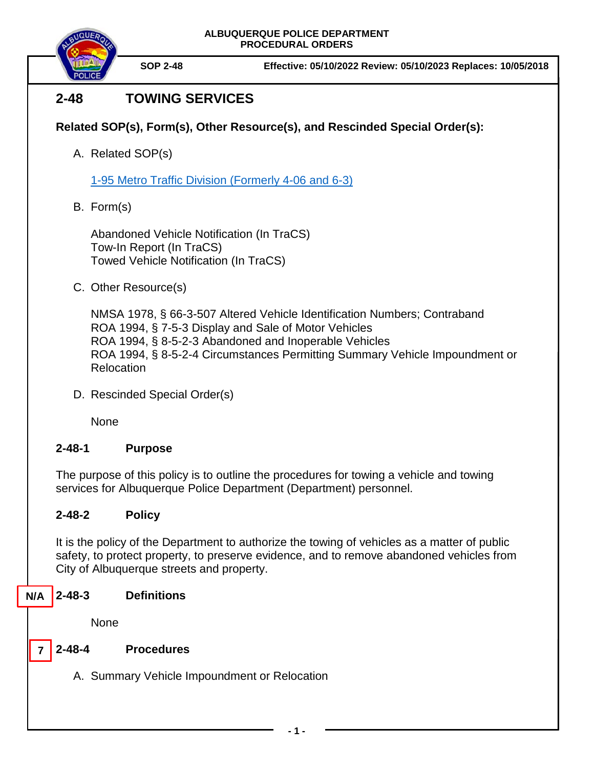ALBUQUERQUE POLICE DEPARTMENT
PROCEDURAL ORDERS

**SOP 2-48** | **Effective: 05/10/2022 Review: 05/10/2023 Replaces: 10/05/2018**

# 2-48 TOWING SERVICES

**Related SOP(s), Form(s), Other Resource(s), and Rescinded Special Order(s):**

A. Related SOP(s)

[1-95 Metro Traffic Division (Formerly 4-06 and 6-3)]

B. Form(s)

Abandoned Vehicle Notification (In TraCS)
Tow-In Report (In TraCS)
Towed Vehicle Notification (In TraCS)

C. Other Resource(s)

NMSA 1978, § 66-3-507 Altered Vehicle Identification Numbers; Contraband
ROA 1994, § 7-5-3 Display and Sale of Motor Vehicles
ROA 1994, § 8-5-2-3 Abandoned and Inoperable Vehicles
ROA 1994, § 8-5-2-4 Circumstances Permitting Summary Vehicle Impoundment or Relocation

D. Rescinded Special Order(s)

None

## 2-48-1 Purpose

The purpose of this policy is to outline the procedures for towing a vehicle and towing services for Albuquerque Police Department (Department) personnel.

## 2-48-2 Policy

It is the policy of the Department to authorize the towing of vehicles as a matter of public safety, to protect property, to preserve evidence, and to remove abandoned vehicles from City of Albuquerque streets and property.

## N/A 2-48-3 Definitions

None

## 7 2-48-4 Procedures

A. Summary Vehicle Impoundment or Relocation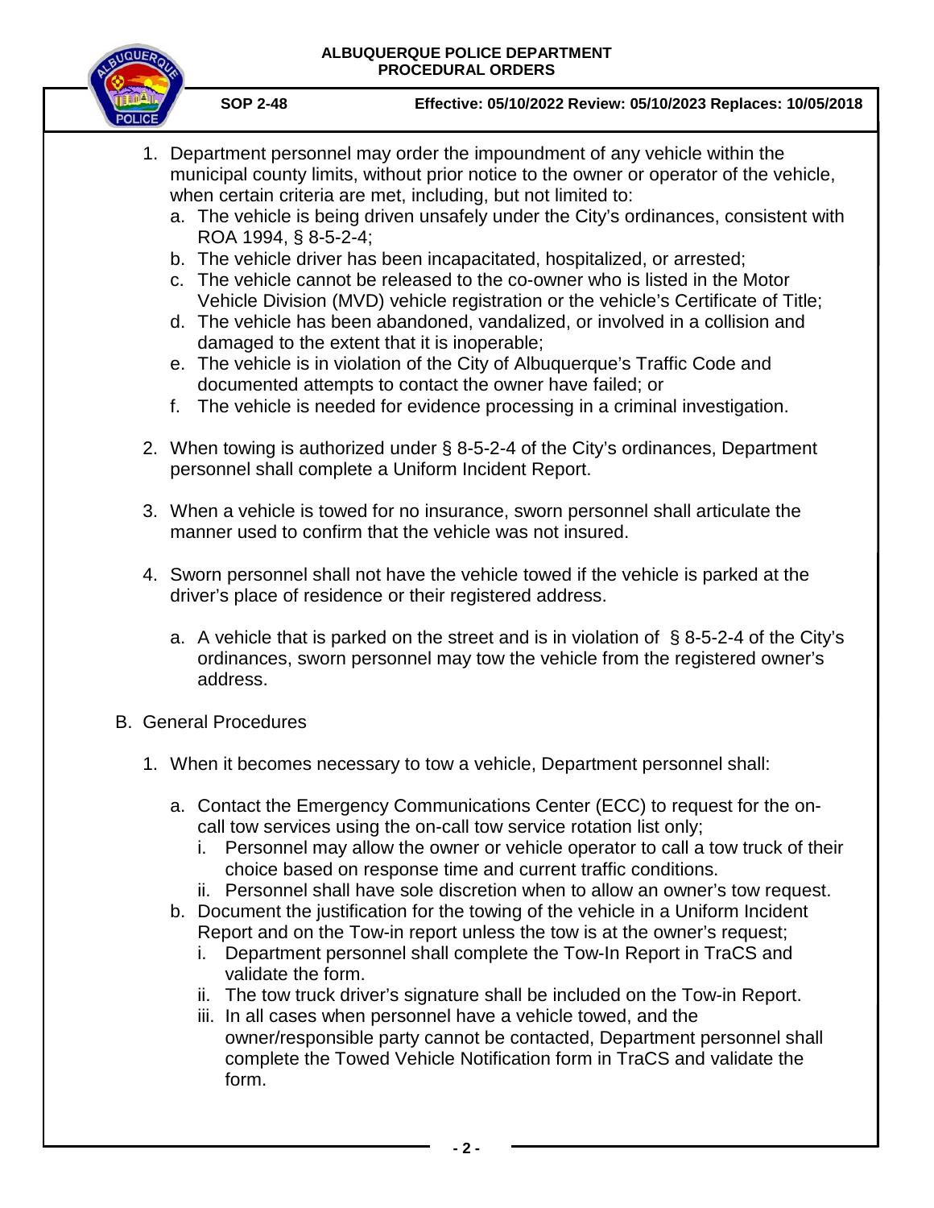1. Department personnel may order the impoundment of any vehicle within the municipal county limits, without prior notice to the owner or operator of the vehicle, when certain criteria are met, including, but not limited to:
   a. The vehicle is being driven unsafely under the City's ordinances, consistent with ROA 1994, § 8-5-2-4;
   b. The vehicle driver has been incapacitated, hospitalized, or arrested;
   c. The vehicle cannot be released to the co-owner who is listed in the Motor Vehicle Division (MVD) vehicle registration or the vehicle's Certificate of Title;
   d. The vehicle has been abandoned, vandalized, or involved in a collision and damaged to the extent that it is inoperable;
   e. The vehicle is in violation of the City of Albuquerque's Traffic Code and documented attempts to contact the owner have failed; or
   f. The vehicle is needed for evidence processing in a criminal investigation.

2. When towing is authorized under § 8-5-2-4 of the City's ordinances, Department personnel shall complete a Uniform Incident Report.

3. When a vehicle is towed for no insurance, sworn personnel shall articulate the manner used to confirm that the vehicle was not insured.

4. Sworn personnel shall not have the vehicle towed if the vehicle is parked at the driver's place of residence or their registered address.

   a. A vehicle that is parked on the street and is in violation of § 8-5-2-4 of the City's ordinances, sworn personnel may tow the vehicle from the registered owner's address.

B. General Procedures

1. When it becomes necessary to tow a vehicle, Department personnel shall:

   a. Contact the Emergency Communications Center (ECC) to request for the on-call tow services using the on-call tow service rotation list only;
      i. Personnel may allow the owner or vehicle operator to call a tow truck of their choice based on response time and current traffic conditions.
      ii. Personnel shall have sole discretion when to allow an owner's tow request.
   b. Document the justification for the towing of the vehicle in a Uniform Incident Report and on the Tow-in report unless the tow is at the owner's request;
      i. Department personnel shall complete the Tow-In Report in TraCS and validate the form.
      ii. The tow truck driver's signature shall be included on the Tow-in Report.
      iii. In all cases when personnel have a vehicle towed, and the owner/responsible party cannot be contacted, Department personnel shall complete the Towed Vehicle Notification form in TraCS and validate the form.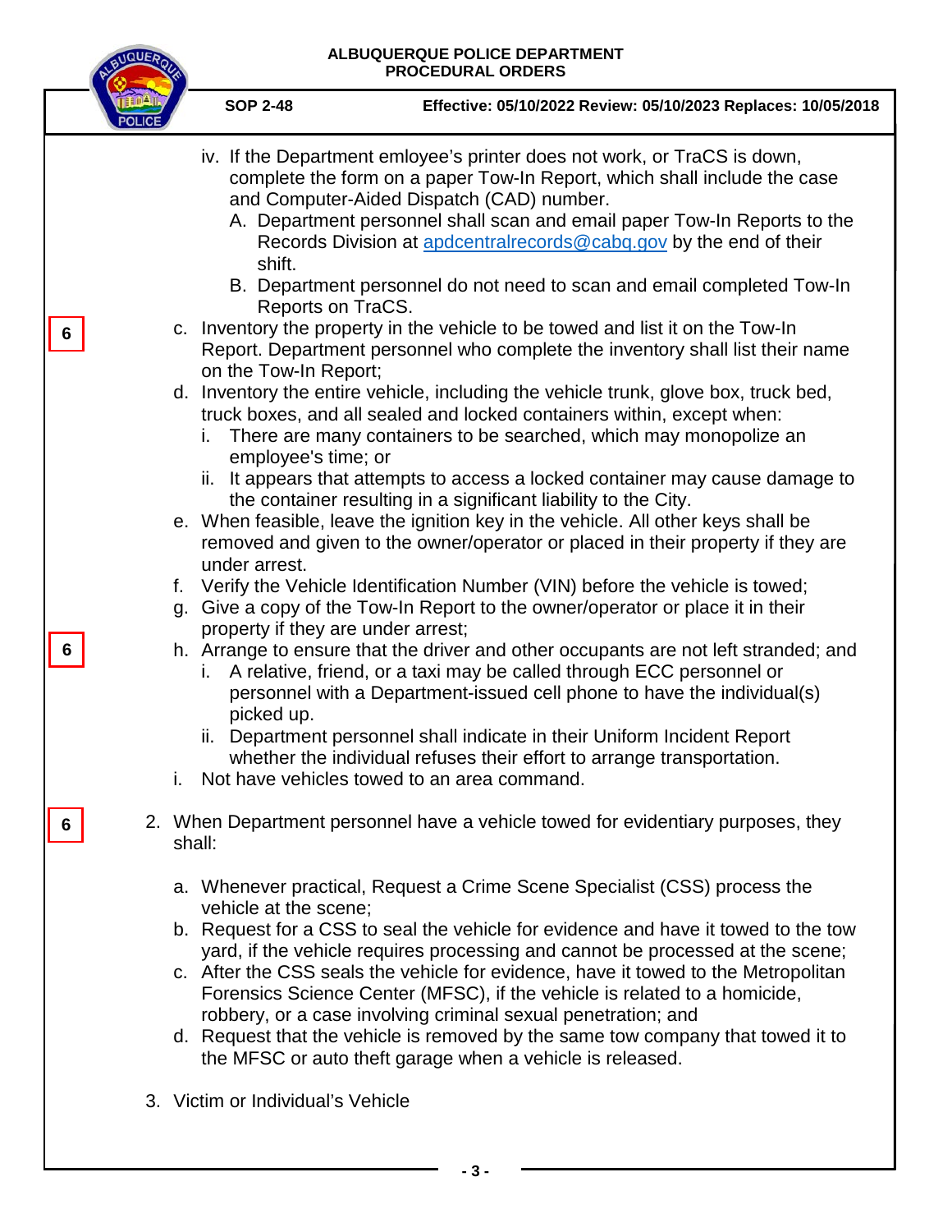iv. If the Department emloyee's printer does not work, or TraCS is down, complete the form on a paper Tow-In Report, which shall include the case and Computer-Aided Dispatch (CAD) number.
   - A. Department personnel shall scan and email paper Tow-In Reports to the Records Division at apdcentralrecords@cabq.gov by the end of their shift.
   - B. Department personnel do not need to scan and email completed Tow-In Reports on TraCS.

6

c. Inventory the property in the vehicle to be towed and list it on the Tow-In Report. Department personnel who complete the inventory shall list their name on the Tow-In Report;

d. Inventory the entire vehicle, including the vehicle trunk, glove box, truck bed, truck boxes, and all sealed and locked containers within, except when:
   - i. There are many containers to be searched, which may monopolize an employee's time; or
   - ii. It appears that attempts to access a locked container may cause damage to the container resulting in a significant liability to the City.

e. When feasible, leave the ignition key in the vehicle. All other keys shall be removed and given to the owner/operator or placed in their property if they are under arrest.

f. Verify the Vehicle Identification Number (VIN) before the vehicle is towed;

g. Give a copy of the Tow-In Report to the owner/operator or place it in their property if they are under arrest;

6

h. Arrange to ensure that the driver and other occupants are not left stranded; and
   - i. A relative, friend, or a taxi may be called through ECC personnel or personnel with a Department-issued cell phone to have the individual(s) picked up.
   - ii. Department personnel shall indicate in their Uniform Incident Report whether the individual refuses their effort to arrange transportation.

i. Not have vehicles towed to an area command.

6

2. When Department personnel have a vehicle towed for evidentiary purposes, they shall:

   a. Whenever practical, Request a Crime Scene Specialist (CSS) process the vehicle at the scene;

   b. Request for a CSS to seal the vehicle for evidence and have it towed to the tow yard, if the vehicle requires processing and cannot be processed at the scene;

   c. After the CSS seals the vehicle for evidence, have it towed to the Metropolitan Forensics Science Center (MFSC), if the vehicle is related to a homicide, robbery, or a case involving criminal sexual penetration; and

   d. Request that the vehicle is removed by the same tow company that towed it to the MFSC or auto theft garage when a vehicle is released.

3. Victim or Individual's Vehicle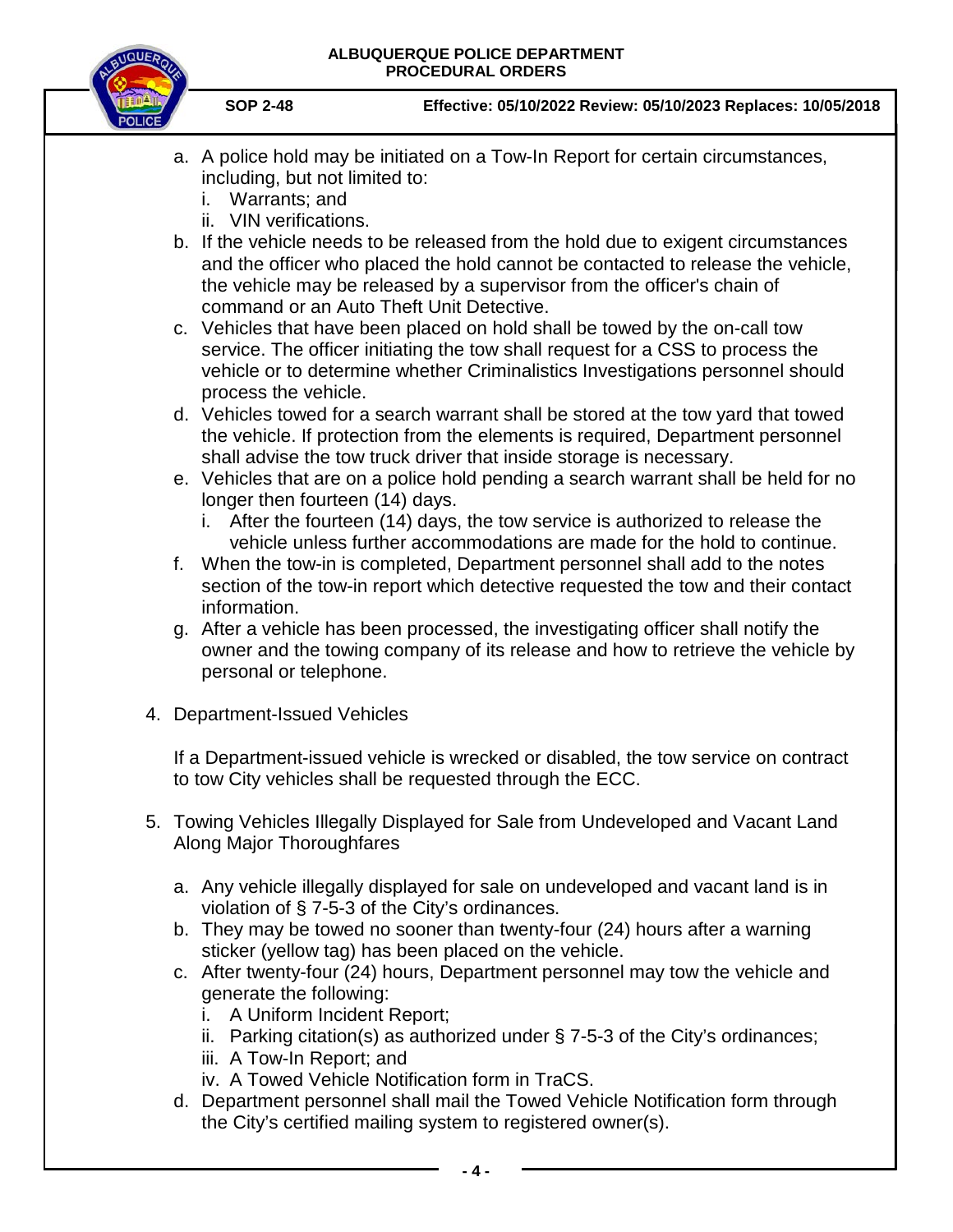a. A police hold may be initiated on a Tow-In Report for certain circumstances, including, but not limited to:
   i. Warrants; and
   ii. VIN verifications.
b. If the vehicle needs to be released from the hold due to exigent circumstances and the officer who placed the hold cannot be contacted to release the vehicle, the vehicle may be released by a supervisor from the officer's chain of command or an Auto Theft Unit Detective.
c. Vehicles that have been placed on hold shall be towed by the on-call tow service. The officer initiating the tow shall request for a CSS to process the vehicle or to determine whether Criminalistics Investigations personnel should process the vehicle.
d. Vehicles towed for a search warrant shall be stored at the tow yard that towed the vehicle. If protection from the elements is required, Department personnel shall advise the tow truck driver that inside storage is necessary.
e. Vehicles that are on a police hold pending a search warrant shall be held for no longer then fourteen (14) days.
   i. After the fourteen (14) days, the tow service is authorized to release the vehicle unless further accommodations are made for the hold to continue.
f. When the tow-in is completed, Department personnel shall add to the notes section of the tow-in report which detective requested the tow and their contact information.
g. After a vehicle has been processed, the investigating officer shall notify the owner and the towing company of its release and how to retrieve the vehicle by personal or telephone.

4. Department-Issued Vehicles

   If a Department-issued vehicle is wrecked or disabled, the tow service on contract to tow City vehicles shall be requested through the ECC.

5. Towing Vehicles Illegally Displayed for Sale from Undeveloped and Vacant Land Along Major Thoroughfares

   a. Any vehicle illegally displayed for sale on undeveloped and vacant land is in violation of § 7-5-3 of the City's ordinances.
   b. They may be towed no sooner than twenty-four (24) hours after a warning sticker (yellow tag) has been placed on the vehicle.
   c. After twenty-four (24) hours, Department personnel may tow the vehicle and generate the following:
      i. A Uniform Incident Report;
      ii. Parking citation(s) as authorized under § 7-5-3 of the City's ordinances;
      iii. A Tow-In Report; and
      iv. A Towed Vehicle Notification form in TraCS.
   d. Department personnel shall mail the Towed Vehicle Notification form through the City's certified mailing system to registered owner(s).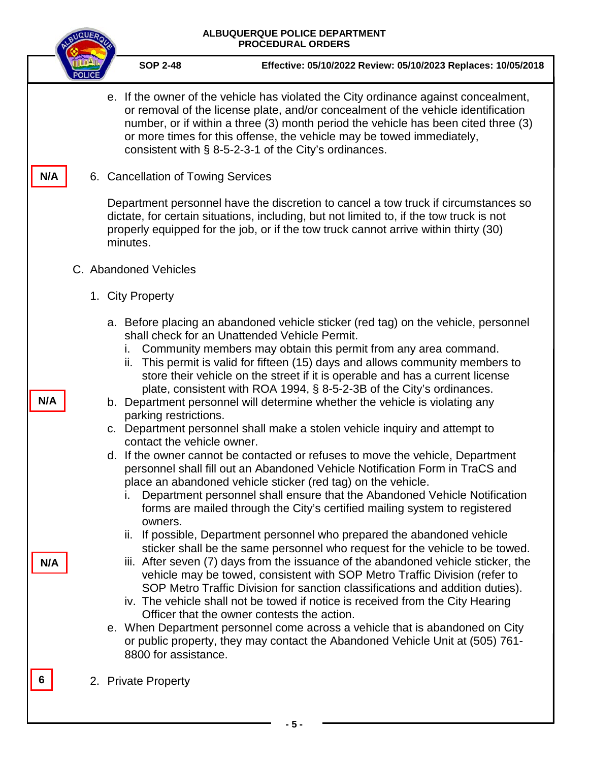e. If the owner of the vehicle has violated the City ordinance against concealment, or removal of the license plate, and/or concealment of the vehicle identification number, or if within a three (3) month period the vehicle has been cited three (3) or more times for this offense, the vehicle may be towed immediately, consistent with § 8-5-2-3-1 of the City's ordinances.

**N/A**

6. Cancellation of Towing Services

Department personnel have the discretion to cancel a tow truck if circumstances so dictate, for certain situations, including, but not limited to, if the tow truck is not properly equipped for the job, or if the tow truck cannot arrive within thirty (30) minutes.

C. Abandoned Vehicles

1. City Property

a. Before placing an abandoned vehicle sticker (red tag) on the vehicle, personnel shall check for an Unattended Vehicle Permit.
   i. Community members may obtain this permit from any area command.
   ii. This permit is valid for fifteen (15) days and allows community members to store their vehicle on the street if it is operable and has a current license plate, consistent with ROA 1994, § 8-5-2-3B of the City's ordinances.

**N/A**

b. Department personnel will determine whether the vehicle is violating any parking restrictions.
c. Department personnel shall make a stolen vehicle inquiry and attempt to contact the vehicle owner.
d. If the owner cannot be contacted or refuses to move the vehicle, Department personnel shall fill out an Abandoned Vehicle Notification Form in TraCS and place an abandoned vehicle sticker (red tag) on the vehicle.
   i. Department personnel shall ensure that the Abandoned Vehicle Notification forms are mailed through the City's certified mailing system to registered owners.
   ii. If possible, Department personnel who prepared the abandoned vehicle sticker shall be the same personnel who request for the vehicle to be towed.

**N/A**

   iii. After seven (7) days from the issuance of the abandoned vehicle sticker, the vehicle may be towed, consistent with SOP Metro Traffic Division (refer to SOP Metro Traffic Division for sanction classifications and addition duties).
   iv. The vehicle shall not be towed if notice is received from the City Hearing Officer that the owner contests the action.
e. When Department personnel come across a vehicle that is abandoned on City or public property, they may contact the Abandoned Vehicle Unit at (505) 761-8800 for assistance.

**6**

2. Private Property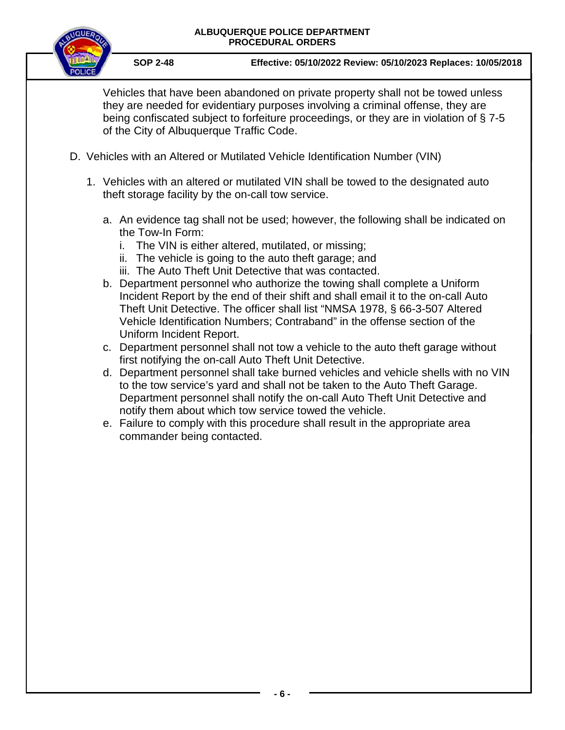Vehicles that have been abandoned on private property shall not be towed unless they are needed for evidentiary purposes involving a criminal offense, they are being confiscated subject to forfeiture proceedings, or they are in violation of § 7-5 of the City of Albuquerque Traffic Code.

D. Vehicles with an Altered or Mutilated Vehicle Identification Number (VIN)

1. Vehicles with an altered or mutilated VIN shall be towed to the designated auto theft storage facility by the on-call tow service.

   a. An evidence tag shall not be used; however, the following shall be indicated on the Tow-In Form:
      i. The VIN is either altered, mutilated, or missing;
      ii. The vehicle is going to the auto theft garage; and
      iii. The Auto Theft Unit Detective that was contacted.

   b. Department personnel who authorize the towing shall complete a Uniform Incident Report by the end of their shift and shall email it to the on-call Auto Theft Unit Detective. The officer shall list "NMSA 1978, § 66-3-507 Altered Vehicle Identification Numbers; Contraband" in the offense section of the Uniform Incident Report.

   c. Department personnel shall not tow a vehicle to the auto theft garage without first notifying the on-call Auto Theft Unit Detective.

   d. Department personnel shall take burned vehicles and vehicle shells with no VIN to the tow service's yard and shall not be taken to the Auto Theft Garage. Department personnel shall notify the on-call Auto Theft Unit Detective and notify them about which tow service towed the vehicle.

   e. Failure to comply with this procedure shall result in the appropriate area commander being contacted.